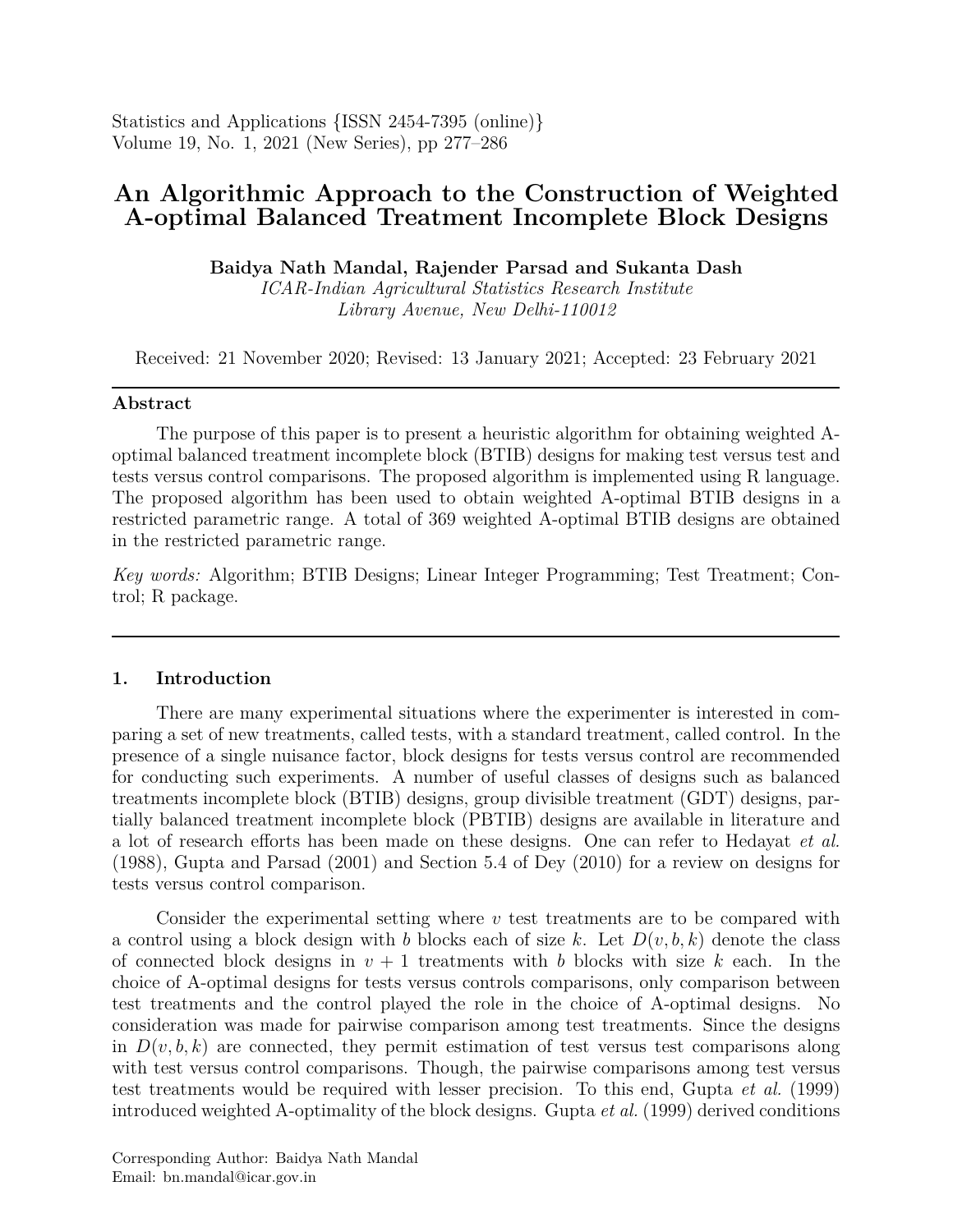# An Algorithmic Approach to the Construction of Weighted A-optimal Balanced Treatment Incomplete Block Designs

**Baidya Nath Mandal, Rajender Parsad and Sukanta Dash**

*ICAR-Indian Agricultural Statistics Research Institute*
*Library Avenue, New Delhi-110012*

Received: 21 November 2020; Revised: 13 January 2021; Accepted: 23 February 2021

## Abstract

The purpose of this paper is to present a heuristic algorithm for obtaining weighted A-optimal balanced treatment incomplete block (BTIB) designs for making test versus test and tests versus control comparisons. The proposed algorithm is implemented using R language. The proposed algorithm has been used to obtain weighted A-optimal BTIB designs in a restricted parametric range. A total of 369 weighted A-optimal BTIB designs are obtained in the restricted parametric range.

*Key words:* Algorithm; BTIB Designs; Linear Integer Programming; Test Treatment; Control; R package.

## 1. Introduction

There are many experimental situations where the experimenter is interested in comparing a set of new treatments, called tests, with a standard treatment, called control. In the presence of a single nuisance factor, block designs for tests versus control are recommended for conducting such experiments. A number of useful classes of designs such as balanced treatments incomplete block (BTIB) designs, group divisible treatment (GDT) designs, partially balanced treatment incomplete block (PBTIB) designs are available in literature and a lot of research efforts has been made on these designs. One can refer to Hedayat *et al.* (1988), Gupta and Parsad (2001) and Section 5.4 of Dey (2010) for a review on designs for tests versus control comparison.

Consider the experimental setting where $v$ test treatments are to be compared with a control using a block design with $b$ blocks each of size $k$. Let $D(v, b, k)$ denote the class of connected block designs in $v + 1$ treatments with $b$ blocks with size $k$ each. In the choice of A-optimal designs for tests versus controls comparisons, only comparison between test treatments and the control played the role in the choice of A-optimal designs. No consideration was made for pairwise comparison among test treatments. Since the designs in $D(v, b, k)$ are connected, they permit estimation of test versus test comparisons along with test versus control comparisons. Though, the pairwise comparisons among test versus test treatments would be required with lesser precision. To this end, Gupta *et al.* (1999) introduced weighted A-optimality of the block designs. Gupta *et al.* (1999) derived conditions

Corresponding Author: Baidya Nath Mandal
Email: bn.mandal@icar.gov.in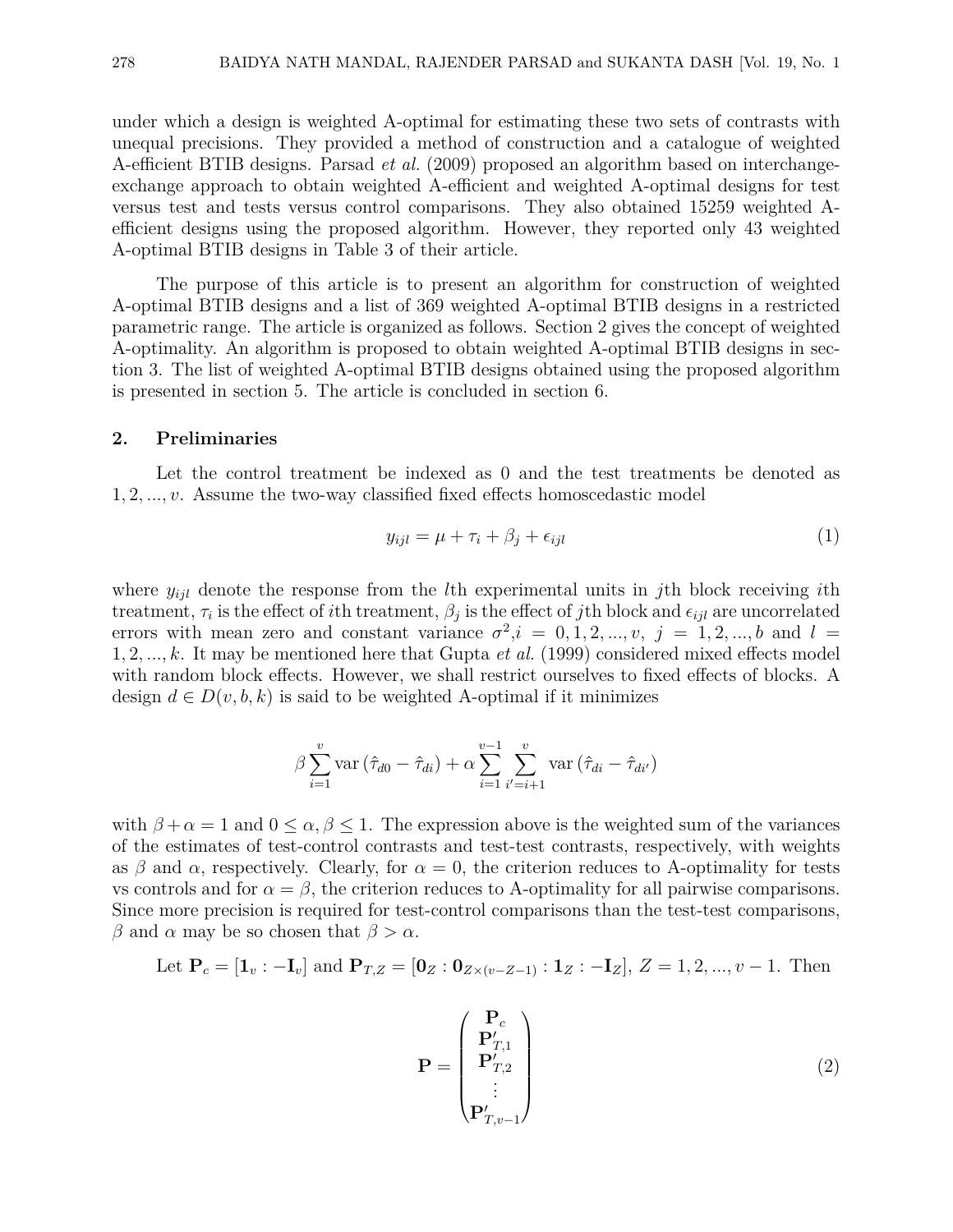under which a design is weighted A-optimal for estimating these two sets of contrasts with unequal precisions. They provided a method of construction and a catalogue of weighted A-efficient BTIB designs. Parsad *et al.* (2009) proposed an algorithm based on interchange-exchange approach to obtain weighted A-efficient and weighted A-optimal designs for test versus test and tests versus control comparisons. They also obtained 15259 weighted A-efficient designs using the proposed algorithm. However, they reported only 43 weighted A-optimal BTIB designs in Table 3 of their article.

The purpose of this article is to present an algorithm for construction of weighted A-optimal BTIB designs and a list of 369 weighted A-optimal BTIB designs in a restricted parametric range. The article is organized as follows. Section 2 gives the concept of weighted A-optimality. An algorithm is proposed to obtain weighted A-optimal BTIB designs in section 3. The list of weighted A-optimal BTIB designs obtained using the proposed algorithm is presented in section 5. The article is concluded in section 6.

## 2. Preliminaries

Let the control treatment be indexed as 0 and the test treatments be denoted as $1, 2, ..., v$. Assume the two-way classified fixed effects homoscedastic model

$$y_{ijl} = \mu + \tau_i + \beta_j + \epsilon_{ijl} \tag{1}$$

where $y_{ijl}$ denote the response from the $l$th experimental units in $j$th block receiving $i$th treatment, $\tau_i$ is the effect of $i$th treatment, $\beta_j$ is the effect of $j$th block and $\epsilon_{ijl}$ are uncorrelated errors with mean zero and constant variance $\sigma^2$,$i = 0, 1, 2, ..., v$, $j = 1, 2, ..., b$ and $l = 1, 2, ..., k$. It may be mentioned here that Gupta *et al.* (1999) considered mixed effects model with random block effects. However, we shall restrict ourselves to fixed effects of blocks. A design $d \in D(v, b, k)$ is said to be weighted A-optimal if it minimizes

$$\beta \sum_{i=1}^{v} \text{var}\left(\hat{\tau}_{d0} - \hat{\tau}_{di}\right) + \alpha \sum_{i=1}^{v-1} \sum_{i'=i+1}^{v} \text{var}\left(\hat{\tau}_{di} - \hat{\tau}_{di'}\right)$$

with $\beta + \alpha = 1$ and $0 \leq \alpha, \beta \leq 1$. The expression above is the weighted sum of the variances of the estimates of test-control contrasts and test-test contrasts, respectively, with weights as $\beta$ and $\alpha$, respectively. Clearly, for $\alpha = 0$, the criterion reduces to A-optimality for tests vs controls and for $\alpha = \beta$, the criterion reduces to A-optimality for all pairwise comparisons. Since more precision is required for test-control comparisons than the test-test comparisons, $\beta$ and $\alpha$ may be so chosen that $\beta > \alpha$.

Let $\mathbf{P}_c = [\mathbf{1}_v : -\mathbf{I}_v]$ and $\mathbf{P}_{T,Z} = [\mathbf{0}_Z : \mathbf{0}_{Z\times(v-Z-1)} : \mathbf{1}_Z : -\mathbf{I}_Z]$, $Z = 1, 2, ..., v-1$. Then

$$\mathbf{P} = \begin{pmatrix} \mathbf{P}_c \\ \mathbf{P}'_{T,1} \\ \mathbf{P}'_{T,2} \\ \vdots \\ \mathbf{P}'_{T,v-1} \end{pmatrix} \tag{2}$$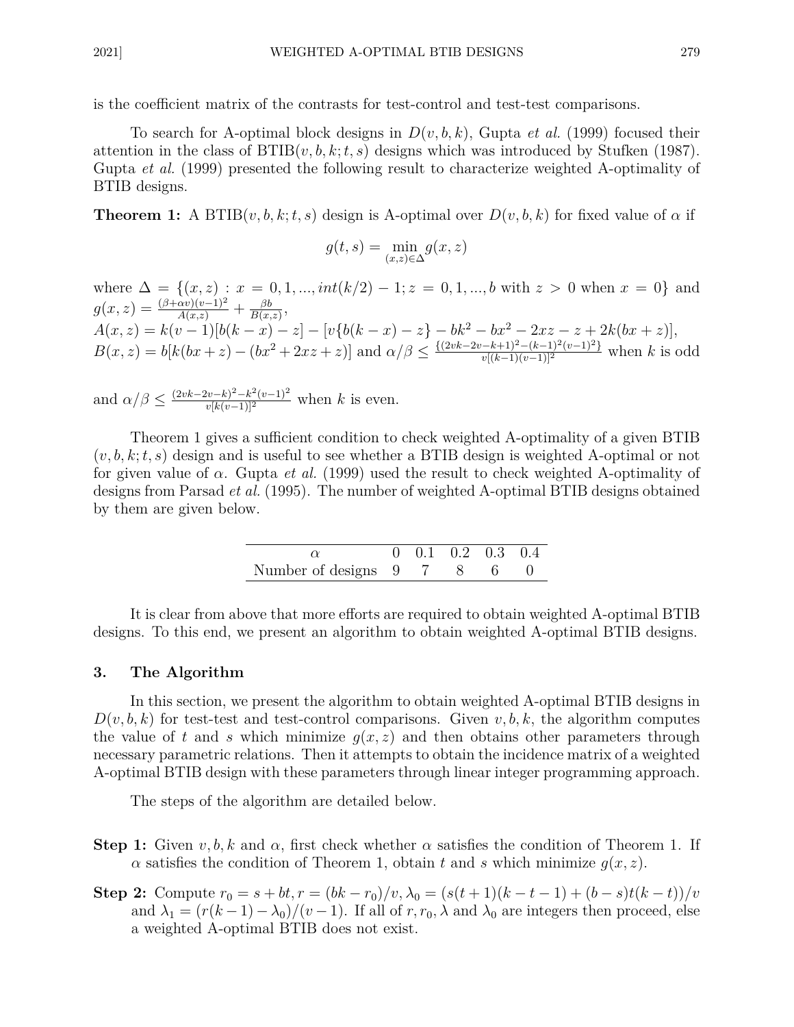is the coefficient matrix of the contrasts for test-control and test-test comparisons.

To search for A-optimal block designs in $D(v, b, k)$, Gupta *et al.* (1999) focused their attention in the class of BTIB$(v, b, k; t, s)$ designs which was introduced by Stufken (1987). Gupta *et al.* (1999) presented the following result to characterize weighted A-optimality of BTIB designs.

**Theorem 1:** A BTIB$(v, b, k; t, s)$ design is A-optimal over $D(v, b, k)$ for fixed value of $\alpha$ if

$$g(t, s) = \min_{(x,z)\in\Delta} g(x, z)$$

where $\Delta = \{(x, z) : x = 0, 1, ..., int(k/2) - 1; z = 0, 1, ..., b$ with $z > 0$ when $x = 0\}$ and $g(x, z) = \frac{(\beta+\alpha v)(v-1)^2}{A(x,z)} + \frac{\beta b}{B(x,z)}$,
$A(x, z) = k(v-1)[b(k-x) - z] - [v\{b(k-x) - z\} - bk^2 - bx^2 - 2xz - z + 2k(bx + z)]$,
$B(x, z) = b[k(bx + z) - (bx^2 + 2xz + z)]$ and $\alpha/\beta \leq \frac{\{(2vk-2v-k+1)^2-(k-1)^2(v-1)^2\}}{v[(k-1)(v-1)]^2}$ when $k$ is odd

and $\alpha/\beta \leq \frac{(2vk-2v-k)^2-k^2(v-1)^2}{v[k(v-1)]^2}$ when $k$ is even.

Theorem 1 gives a sufficient condition to check weighted A-optimality of a given BTIB $(v, b, k; t, s)$ design and is useful to see whether a BTIB design is weighted A-optimal or not for given value of $\alpha$. Gupta *et al.* (1999) used the result to check weighted A-optimality of designs from Parsad *et al.* (1995). The number of weighted A-optimal BTIB designs obtained by them are given below.

| $\alpha$ | 0 | 0.1 | 0.2 | 0.3 | 0.4 |
|---|---|---|---|---|---|
| Number of designs | 9 | 7 | 8 | 6 | 0 |

It is clear from above that more efforts are required to obtain weighted A-optimal BTIB designs. To this end, we present an algorithm to obtain weighted A-optimal BTIB designs.

## 3. The Algorithm

In this section, we present the algorithm to obtain weighted A-optimal BTIB designs in $D(v, b, k)$ for test-test and test-control comparisons. Given $v, b, k$, the algorithm computes the value of $t$ and $s$ which minimize $g(x, z)$ and then obtains other parameters through necessary parametric relations. Then it attempts to obtain the incidence matrix of a weighted A-optimal BTIB design with these parameters through linear integer programming approach.

The steps of the algorithm are detailed below.

**Step 1:** Given $v, b, k$ and $\alpha$, first check whether $\alpha$ satisfies the condition of Theorem 1. If $\alpha$ satisfies the condition of Theorem 1, obtain $t$ and $s$ which minimize $g(x, z)$.

**Step 2:** Compute $r_0 = s + bt, r = (bk - r_0)/v, \lambda_0 = (s(t+1)(k-t-1) + (b-s)t(k-t))/v$ and $\lambda_1 = (r(k-1) - \lambda_0)/(v-1)$. If all of $r, r_0, \lambda$ and $\lambda_0$ are integers then proceed, else a weighted A-optimal BTIB does not exist.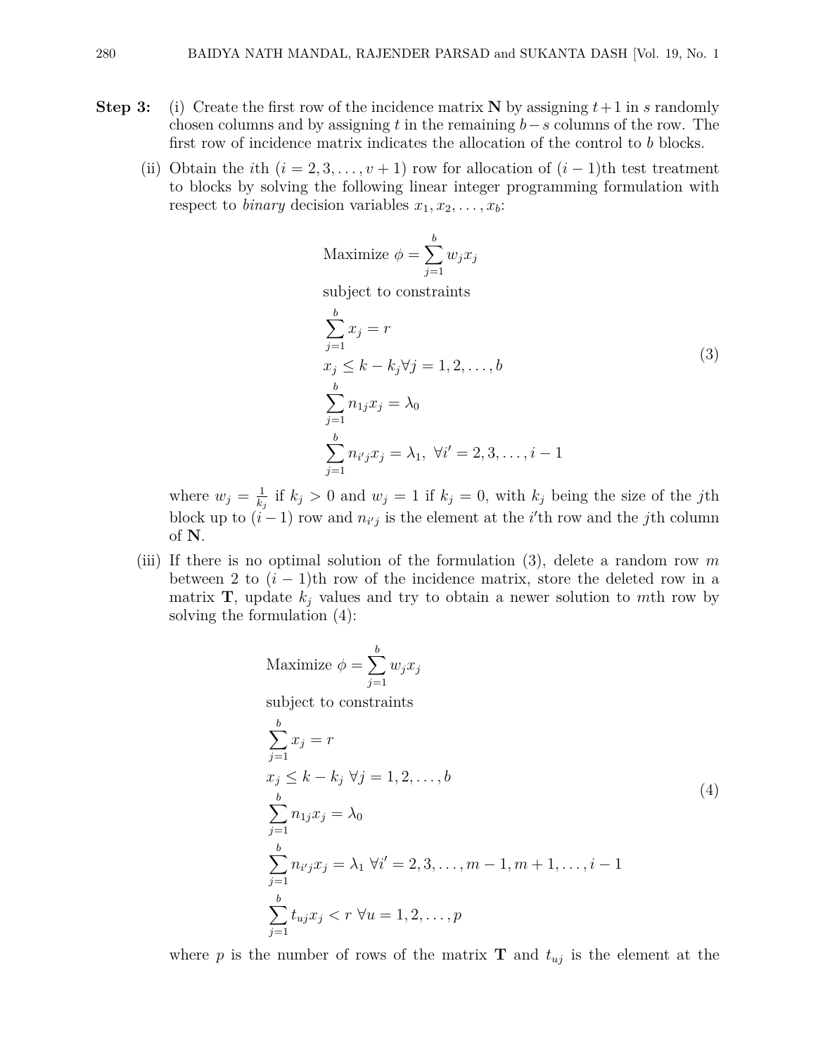**Step 3:** (i) Create the first row of the incidence matrix $\mathbf{N}$ by assigning $t+1$ in $s$ randomly chosen columns and by assigning $t$ in the remaining $b-s$ columns of the row. The first row of incidence matrix indicates the allocation of the control to $b$ blocks.

(ii) Obtain the $i$th $(i = 2, 3, \ldots, v+1)$ row for allocation of $(i-1)$th test treatment to blocks by solving the following linear integer programming formulation with respect to *binary* decision variables $x_1, x_2, \ldots, x_b$:

$$
\begin{aligned}
&\text{Maximize } \phi = \sum_{j=1}^{b} w_j x_j \\
&\text{subject to constraints} \\
&\sum_{j=1}^{b} x_j = r \\
&x_j \le k - k_j \forall j = 1, 2, \ldots, b \\
&\sum_{j=1}^{b} n_{1j} x_j = \lambda_0 \\
&\sum_{j=1}^{b} n_{i'j} x_j = \lambda_1, \ \forall i' = 2, 3, \ldots, i-1
\end{aligned}
\tag{3}
$$

where $w_j = \frac{1}{k_j}$ if $k_j > 0$ and $w_j = 1$ if $k_j = 0$, with $k_j$ being the size of the $j$th block up to $(i-1)$ row and $n_{i'j}$ is the element at the $i'$th row and the $j$th column of $\mathbf{N}$.

(iii) If there is no optimal solution of the formulation (3), delete a random row $m$ between 2 to $(i-1)$th row of the incidence matrix, store the deleted row in a matrix $\mathbf{T}$, update $k_j$ values and try to obtain a newer solution to $m$th row by solving the formulation (4):

$$
\begin{aligned}
&\text{Maximize } \phi = \sum_{j=1}^{b} w_j x_j \\
&\text{subject to constraints} \\
&\sum_{j=1}^{b} x_j = r \\
&x_j \le k - k_j \ \forall j = 1, 2, \ldots, b \\
&\sum_{j=1}^{b} n_{1j} x_j = \lambda_0 \\
&\sum_{j=1}^{b} n_{i'j} x_j = \lambda_1 \ \forall i' = 2, 3, \ldots, m-1, m+1, \ldots, i-1 \\
&\sum_{j=1}^{b} t_{uj} x_j < r \ \forall u = 1, 2, \ldots, p
\end{aligned}
\tag{4}
$$

where $p$ is the number of rows of the matrix $\mathbf{T}$ and $t_{uj}$ is the element at the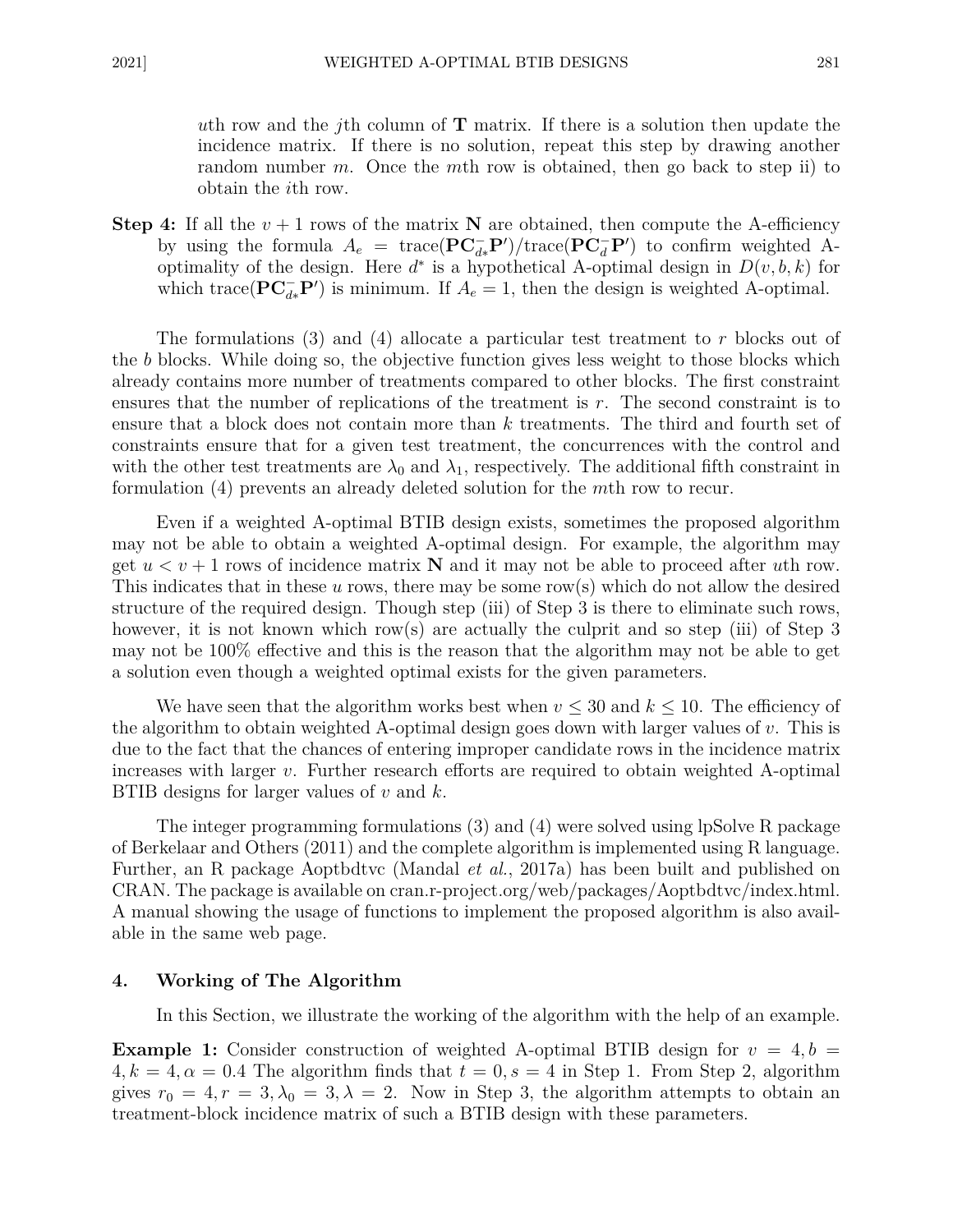*u*th row and the *j*th column of $\mathbf{T}$ matrix. If there is a solution then update the incidence matrix. If there is no solution, repeat this step by drawing another random number $m$. Once the $m$th row is obtained, then go back to step ii) to obtain the $i$th row.

**Step 4:** If all the $v+1$ rows of the matrix $\mathbf{N}$ are obtained, then compute the A-efficiency by using the formula $A_e = \text{trace}(\mathbf{PC}_{d*}^{-}\mathbf{P}')/\text{trace}(\mathbf{PC}_{d}^{-}\mathbf{P}')$ to confirm weighted A-optimality of the design. Here $d^*$ is a hypothetical A-optimal design in $D(v,b,k)$ for which $\text{trace}(\mathbf{PC}_{d*}^{-}\mathbf{P}')$ is minimum. If $A_e = 1$, then the design is weighted A-optimal.

The formulations (3) and (4) allocate a particular test treatment to $r$ blocks out of the $b$ blocks. While doing so, the objective function gives less weight to those blocks which already contains more number of treatments compared to other blocks. The first constraint ensures that the number of replications of the treatment is $r$. The second constraint is to ensure that a block does not contain more than $k$ treatments. The third and fourth set of constraints ensure that for a given test treatment, the concurrences with the control and with the other test treatments are $\lambda_0$ and $\lambda_1$, respectively. The additional fifth constraint in formulation (4) prevents an already deleted solution for the $m$th row to recur.

Even if a weighted A-optimal BTIB design exists, sometimes the proposed algorithm may not be able to obtain a weighted A-optimal design. For example, the algorithm may get $u < v+1$ rows of incidence matrix $\mathbf{N}$ and it may not be able to proceed after $u$th row. This indicates that in these $u$ rows, there may be some row(s) which do not allow the desired structure of the required design. Though step (iii) of Step 3 is there to eliminate such rows, however, it is not known which row(s) are actually the culprit and so step (iii) of Step 3 may not be 100% effective and this is the reason that the algorithm may not be able to get a solution even though a weighted optimal exists for the given parameters.

We have seen that the algorithm works best when $v \leq 30$ and $k \leq 10$. The efficiency of the algorithm to obtain weighted A-optimal design goes down with larger values of $v$. This is due to the fact that the chances of entering improper candidate rows in the incidence matrix increases with larger $v$. Further research efforts are required to obtain weighted A-optimal BTIB designs for larger values of $v$ and $k$.

The integer programming formulations (3) and (4) were solved using lpSolve R package of Berkelaar and Others (2011) and the complete algorithm is implemented using R language. Further, an R package Aoptbdtvc (Mandal *et al.*, 2017a) has been built and published on CRAN. The package is available on cran.r-project.org/web/packages/Aoptbdtvc/index.html. A manual showing the usage of functions to implement the proposed algorithm is also available in the same web page.

## 4. Working of The Algorithm

In this Section, we illustrate the working of the algorithm with the help of an example.

**Example 1:** Consider construction of weighted A-optimal BTIB design for $v = 4, b = 4, k = 4, \alpha = 0.4$ The algorithm finds that $t = 0, s = 4$ in Step 1. From Step 2, algorithm gives $r_0 = 4, r = 3, \lambda_0 = 3, \lambda = 2$. Now in Step 3, the algorithm attempts to obtain an treatment-block incidence matrix of such a BTIB design with these parameters.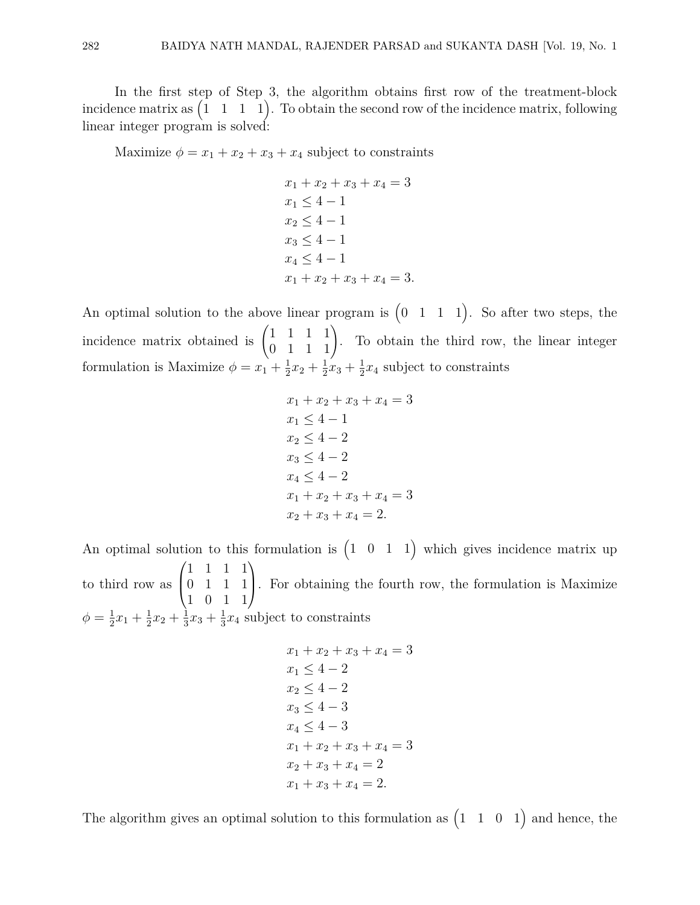In the first step of Step 3, the algorithm obtains first row of the treatment-block incidence matrix as $\begin{pmatrix} 1 & 1 & 1 & 1 \end{pmatrix}$. To obtain the second row of the incidence matrix, following linear integer program is solved:

Maximize $\phi = x_1 + x_2 + x_3 + x_4$ subject to constraints

$$
\begin{aligned}
&x_1 + x_2 + x_3 + x_4 = 3 \\
&x_1 \leq 4 - 1 \\
&x_2 \leq 4 - 1 \\
&x_3 \leq 4 - 1 \\
&x_4 \leq 4 - 1 \\
&x_1 + x_2 + x_3 + x_4 = 3.
\end{aligned}
$$

An optimal solution to the above linear program is $\begin{pmatrix} 0 & 1 & 1 & 1 \end{pmatrix}$. So after two steps, the incidence matrix obtained is $\begin{pmatrix} 1 & 1 & 1 & 1 \\ 0 & 1 & 1 & 1 \end{pmatrix}$. To obtain the third row, the linear integer formulation is Maximize $\phi = x_1 + \frac{1}{2}x_2 + \frac{1}{2}x_3 + \frac{1}{2}x_4$ subject to constraints

$$
\begin{aligned}
&x_1 + x_2 + x_3 + x_4 = 3 \\
&x_1 \leq 4 - 1 \\
&x_2 \leq 4 - 2 \\
&x_3 \leq 4 - 2 \\
&x_4 \leq 4 - 2 \\
&x_1 + x_2 + x_3 + x_4 = 3 \\
&x_2 + x_3 + x_4 = 2.
\end{aligned}
$$

An optimal solution to this formulation is $\begin{pmatrix} 1 & 0 & 1 & 1 \end{pmatrix}$ which gives incidence matrix up to third row as $\begin{pmatrix} 1 & 1 & 1 & 1 \\ 0 & 1 & 1 & 1 \\ 1 & 0 & 1 & 1 \end{pmatrix}$. For obtaining the fourth row, the formulation is Maximize $\phi = \frac{1}{2}x_1 + \frac{1}{2}x_2 + \frac{1}{3}x_3 + \frac{1}{3}x_4$ subject to constraints

$$
\begin{aligned}
&x_1 + x_2 + x_3 + x_4 = 3 \\
&x_1 \leq 4 - 2 \\
&x_2 \leq 4 - 2 \\
&x_3 \leq 4 - 3 \\
&x_4 \leq 4 - 3 \\
&x_1 + x_2 + x_3 + x_4 = 3 \\
&x_2 + x_3 + x_4 = 2 \\
&x_1 + x_3 + x_4 = 2.
\end{aligned}
$$

The algorithm gives an optimal solution to this formulation as $\begin{pmatrix} 1 & 1 & 0 & 1 \end{pmatrix}$ and hence, the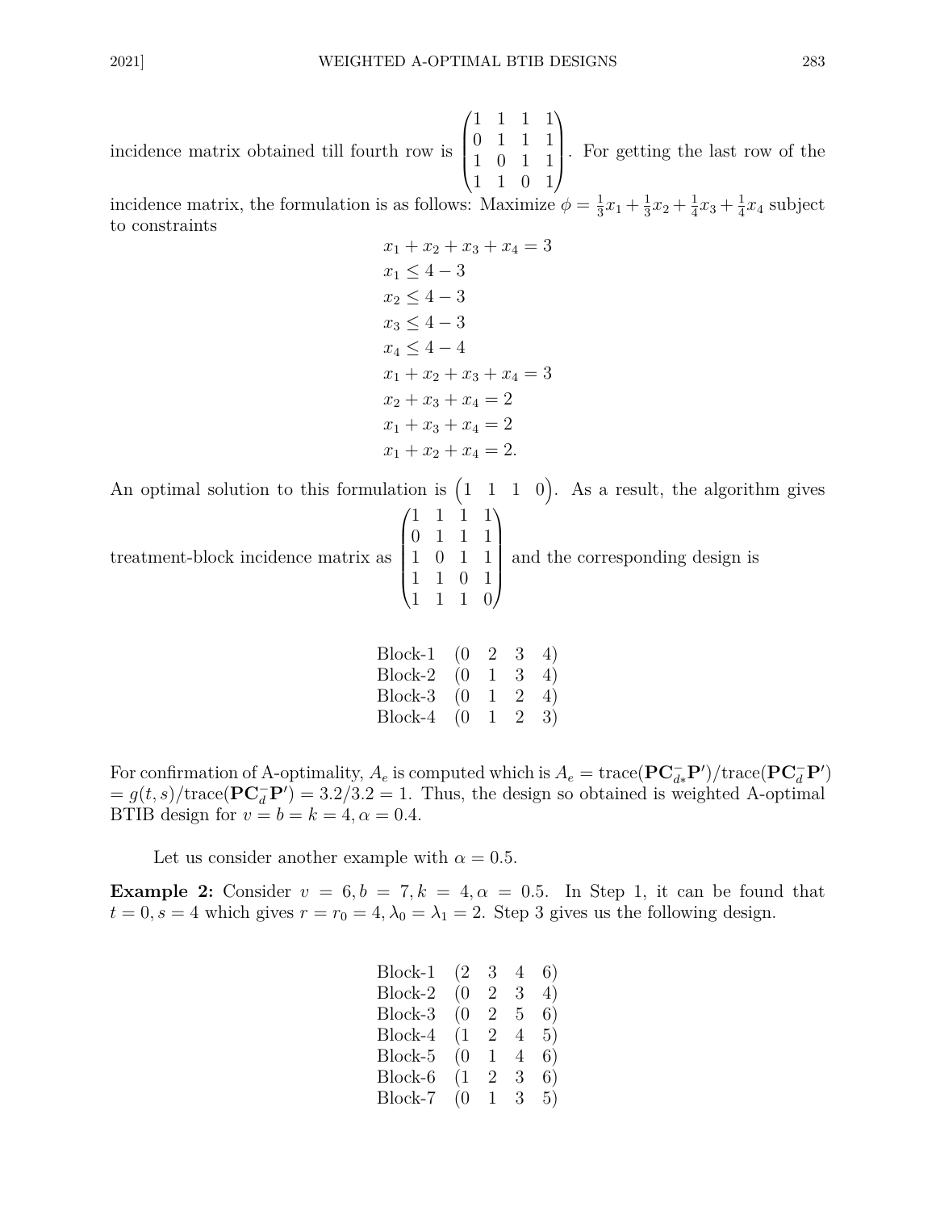incidence matrix obtained till fourth row is $\begin{pmatrix} 1 & 1 & 1 & 1 \\ 0 & 1 & 1 & 1 \\ 1 & 0 & 1 & 1 \\ 1 & 1 & 0 & 1 \end{pmatrix}$. For getting the last row of the incidence matrix, the formulation is as follows: Maximize $\phi = \frac{1}{3}x_1 + \frac{1}{3}x_2 + \frac{1}{4}x_3 + \frac{1}{4}x_4$ subject to constraints

$$
\begin{aligned}
x_1 + x_2 + x_3 + x_4 &= 3 \\
x_1 &\leq 4 - 3 \\
x_2 &\leq 4 - 3 \\
x_3 &\leq 4 - 3 \\
x_4 &\leq 4 - 4 \\
x_1 + x_2 + x_3 + x_4 &= 3 \\
x_2 + x_3 + x_4 &= 2 \\
x_1 + x_3 + x_4 &= 2 \\
x_1 + x_2 + x_4 &= 2.
\end{aligned}
$$

An optimal solution to this formulation is $\begin{pmatrix} 1 & 1 & 1 & 0 \end{pmatrix}$. As a result, the algorithm gives treatment-block incidence matrix as $\begin{pmatrix} 1 & 1 & 1 & 1 \\ 0 & 1 & 1 & 1 \\ 1 & 0 & 1 & 1 \\ 1 & 1 & 0 & 1 \\ 1 & 1 & 1 & 0 \end{pmatrix}$ and the corresponding design is

Block-1 (0 2 3 4)
Block-2 (0 1 3 4)
Block-3 (0 1 2 4)
Block-4 (0 1 2 3)

For confirmation of A-optimality, $A_e$ is computed which is $A_e = \text{trace}(\mathbf{P}\mathbf{C}_{d*}^{-}\mathbf{P}')/\text{trace}(\mathbf{P}\mathbf{C}_{d}^{-}\mathbf{P}')$ $= g(t,s)/\text{trace}(\mathbf{P}\mathbf{C}_{d}^{-}\mathbf{P}') = 3.2/3.2 = 1$. Thus, the design so obtained is weighted A-optimal BTIB design for $v = b = k = 4, \alpha = 0.4$.

Let us consider another example with $\alpha = 0.5$.

**Example 2:** Consider $v = 6, b = 7, k = 4, \alpha = 0.5$. In Step 1, it can be found that $t = 0, s = 4$ which gives $r = r_0 = 4, \lambda_0 = \lambda_1 = 2$. Step 3 gives us the following design.

Block-1 (2 3 4 6)
Block-2 (0 2 3 4)
Block-3 (0 2 5 6)
Block-4 (1 2 4 5)
Block-5 (0 1 4 6)
Block-6 (1 2 3 6)
Block-7 (0 1 3 5)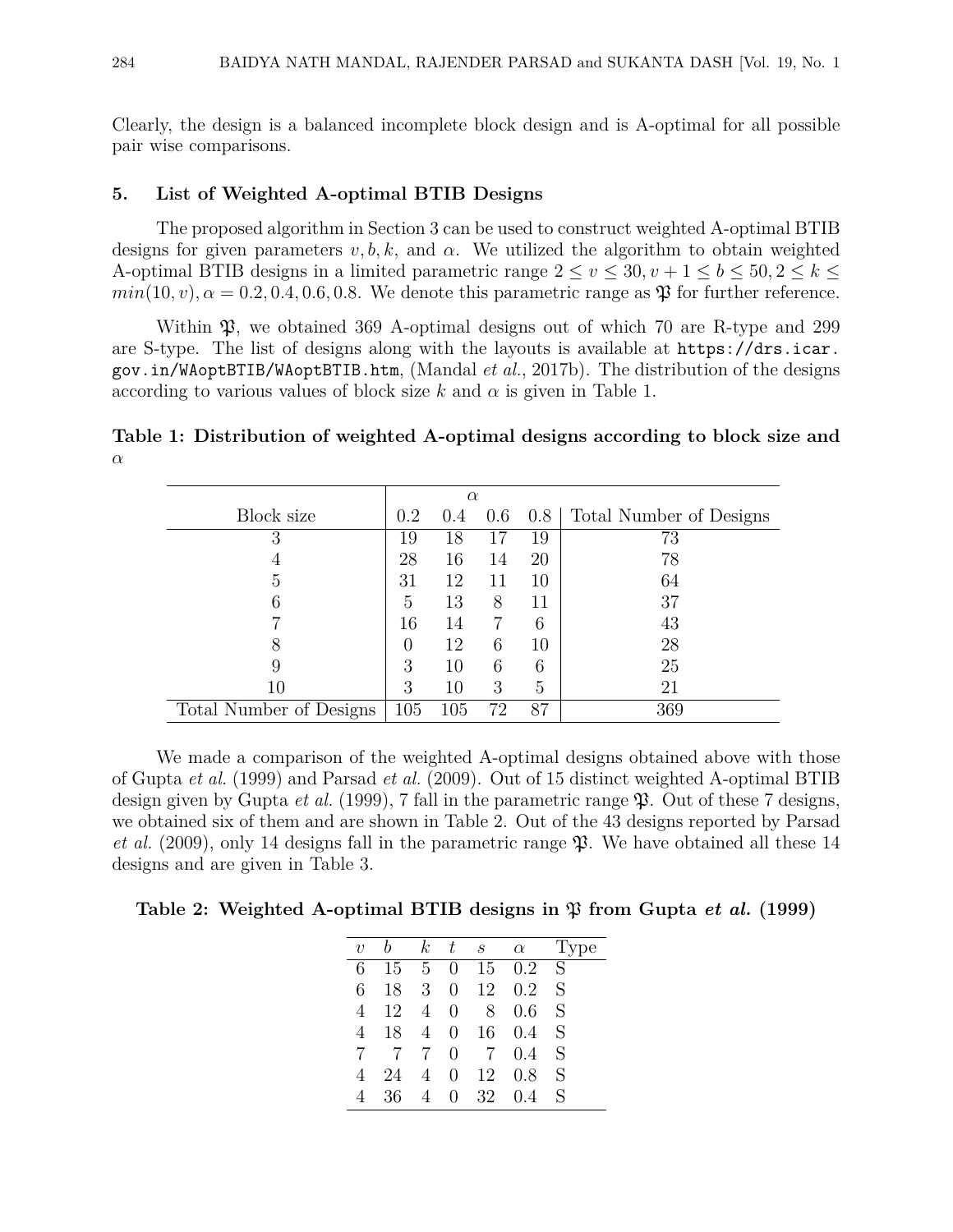Clearly, the design is a balanced incomplete block design and is A-optimal for all possible pair wise comparisons.

## 5. List of Weighted A-optimal BTIB Designs

The proposed algorithm in Section 3 can be used to construct weighted A-optimal BTIB designs for given parameters $v, b, k$, and $\alpha$. We utilized the algorithm to obtain weighted A-optimal BTIB designs in a limited parametric range $2 \leq v \leq 30, v+1 \leq b \leq 50, 2 \leq k \leq min(10, v), \alpha = 0.2, 0.4, 0.6, 0.8$. We denote this parametric range as $\mathfrak{P}$ for further reference.

Within $\mathfrak{P}$, we obtained 369 A-optimal designs out of which 70 are R-type and 299 are S-type. The list of designs along with the layouts is available at https://drs.icar.gov.in/WAoptBTIB/WAoptBTIB.htm, (Mandal *et al.*, 2017b). The distribution of the designs according to various values of block size $k$ and $\alpha$ is given in Table 1.

**Table 1: Distribution of weighted A-optimal designs according to block size and $\alpha$**

| | $\alpha$ | | | | |
|---|---|---|---|---|---|
| Block size | 0.2 | 0.4 | 0.6 | 0.8 | Total Number of Designs |
| 3 | 19 | 18 | 17 | 19 | 73 |
| 4 | 28 | 16 | 14 | 20 | 78 |
| 5 | 31 | 12 | 11 | 10 | 64 |
| 6 | 5 | 13 | 8 | 11 | 37 |
| 7 | 16 | 14 | 7 | 6 | 43 |
| 8 | 0 | 12 | 6 | 10 | 28 |
| 9 | 3 | 10 | 6 | 6 | 25 |
| 10 | 3 | 10 | 3 | 5 | 21 |
| Total Number of Designs | 105 | 105 | 72 | 87 | 369 |

We made a comparison of the weighted A-optimal designs obtained above with those of Gupta *et al.* (1999) and Parsad *et al.* (2009). Out of 15 distinct weighted A-optimal BTIB design given by Gupta *et al.* (1999), 7 fall in the parametric range $\mathfrak{P}$. Out of these 7 designs, we obtained six of them and are shown in Table 2. Out of the 43 designs reported by Parsad *et al.* (2009), only 14 designs fall in the parametric range $\mathfrak{P}$. We have obtained all these 14 designs and are given in Table 3.

**Table 2: Weighted A-optimal BTIB designs in $\mathfrak{P}$ from Gupta *et al.* (1999)**

| $v$ | $b$ | $k$ | $t$ | $s$ | $\alpha$ | Type |
|---|---|---|---|---|---|---|
| 6 | 15 | 5 | 0 | 15 | 0.2 | S |
| 6 | 18 | 3 | 0 | 12 | 0.2 | S |
| 4 | 12 | 4 | 0 | 8 | 0.6 | S |
| 4 | 18 | 4 | 0 | 16 | 0.4 | S |
| 7 | 7 | 7 | 0 | 7 | 0.4 | S |
| 4 | 24 | 4 | 0 | 12 | 0.8 | S |
| 4 | 36 | 4 | 0 | 32 | 0.4 | S |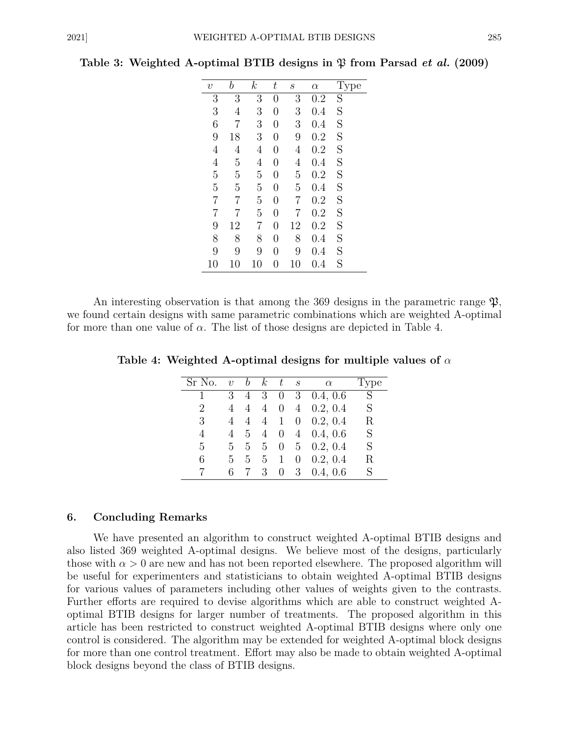**Table 3: Weighted A-optimal BTIB designs in $\mathfrak{P}$ from Parsad *et al.* (2009)**

| $v$ | $b$ | $k$ | $t$ | $s$ | $\alpha$ | Type |
|---|---|---|---|---|---|---|
| 3 | 3 | 3 | 0 | 3 | 0.2 | S |
| 3 | 4 | 3 | 0 | 3 | 0.4 | S |
| 6 | 7 | 3 | 0 | 3 | 0.4 | S |
| 9 | 18 | 3 | 0 | 9 | 0.2 | S |
| 4 | 4 | 4 | 0 | 4 | 0.2 | S |
| 4 | 5 | 4 | 0 | 4 | 0.4 | S |
| 5 | 5 | 5 | 0 | 5 | 0.2 | S |
| 5 | 5 | 5 | 0 | 5 | 0.4 | S |
| 7 | 7 | 5 | 0 | 7 | 0.2 | S |
| 7 | 7 | 5 | 0 | 7 | 0.2 | S |
| 9 | 12 | 7 | 0 | 12 | 0.2 | S |
| 8 | 8 | 8 | 0 | 8 | 0.4 | S |
| 9 | 9 | 9 | 0 | 9 | 0.4 | S |
| 10 | 10 | 10 | 0 | 10 | 0.4 | S |

An interesting observation is that among the 369 designs in the parametric range $\mathfrak{P}$, we found certain designs with same parametric combinations which are weighted A-optimal for more than one value of $\alpha$. The list of those designs are depicted in Table 4.

**Table 4: Weighted A-optimal designs for multiple values of $\alpha$**

| Sr No. | $v$ | $b$ | $k$ | $t$ | $s$ | $\alpha$ | Type |
|---|---|---|---|---|---|---|---|
| 1 | 3 | 4 | 3 | 0 | 3 | 0.4, 0.6 | S |
| 2 | 4 | 4 | 4 | 0 | 4 | 0.2, 0.4 | S |
| 3 | 4 | 4 | 4 | 1 | 0 | 0.2, 0.4 | R |
| 4 | 4 | 5 | 4 | 0 | 4 | 0.4, 0.6 | S |
| 5 | 5 | 5 | 5 | 0 | 5 | 0.2, 0.4 | S |
| 6 | 5 | 5 | 5 | 1 | 0 | 0.2, 0.4 | R |
| 7 | 6 | 7 | 3 | 0 | 3 | 0.4, 0.6 | S |

## 6. Concluding Remarks

We have presented an algorithm to construct weighted A-optimal BTIB designs and also listed 369 weighted A-optimal designs. We believe most of the designs, particularly those with $\alpha > 0$ are new and has not been reported elsewhere. The proposed algorithm will be useful for experimenters and statisticians to obtain weighted A-optimal BTIB designs for various values of parameters including other values of weights given to the contrasts. Further efforts are required to devise algorithms which are able to construct weighted A-optimal BTIB designs for larger number of treatments. The proposed algorithm in this article has been restricted to construct weighted A-optimal BTIB designs where only one control is considered. The algorithm may be extended for weighted A-optimal block designs for more than one control treatment. Effort may also be made to obtain weighted A-optimal block designs beyond the class of BTIB designs.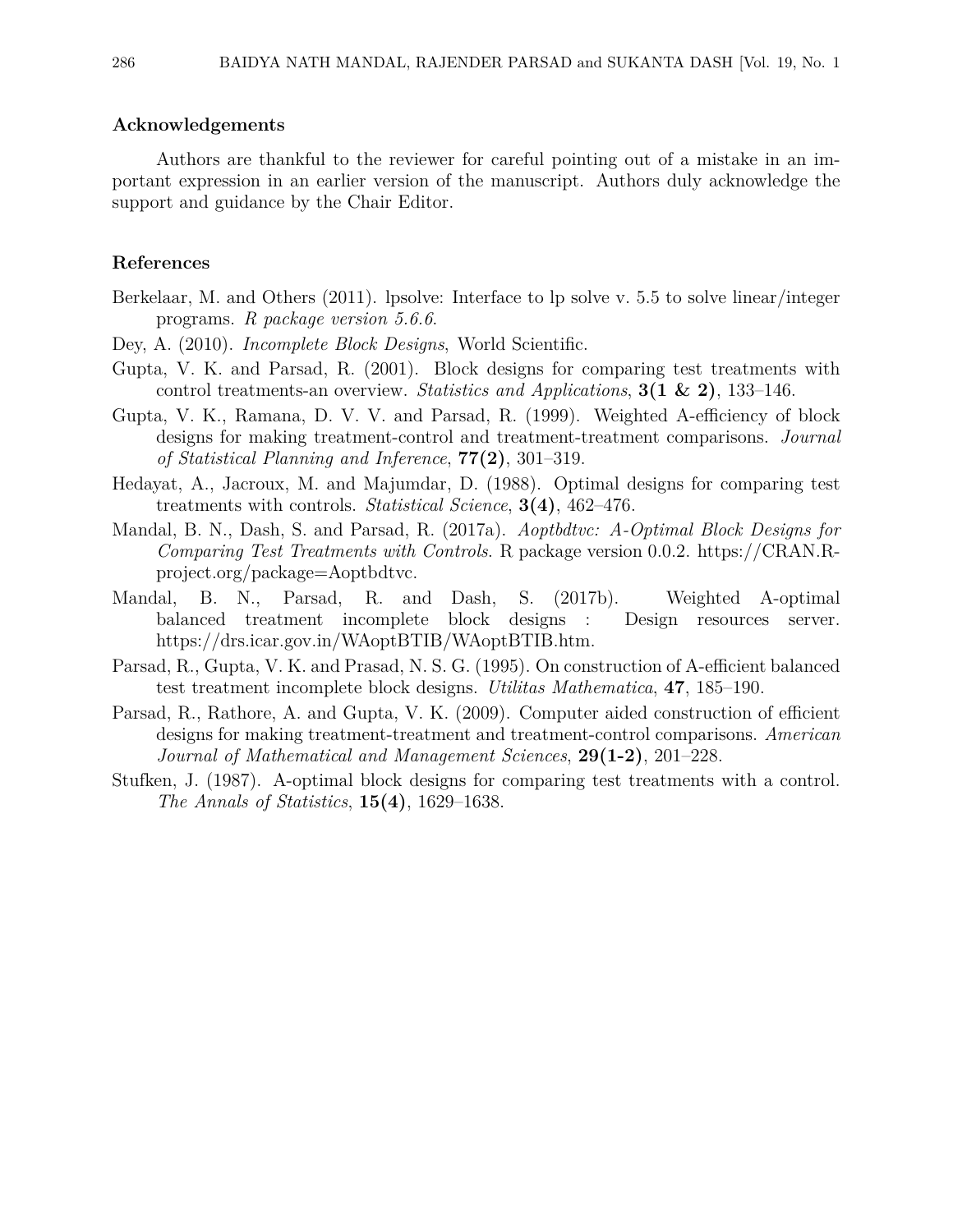## Acknowledgements

Authors are thankful to the reviewer for careful pointing out of a mistake in an important expression in an earlier version of the manuscript. Authors duly acknowledge the support and guidance by the Chair Editor.

## References

Berkelaar, M. and Others (2011). lpsolve: Interface to lp solve v. 5.5 to solve linear/integer programs. *R package version 5.6.6*.

Dey, A. (2010). *Incomplete Block Designs*, World Scientific.

Gupta, V. K. and Parsad, R. (2001). Block designs for comparing test treatments with control treatments-an overview. *Statistics and Applications*, **3(1 & 2)**, 133–146.

Gupta, V. K., Ramana, D. V. V. and Parsad, R. (1999). Weighted A-efficiency of block designs for making treatment-control and treatment-treatment comparisons. *Journal of Statistical Planning and Inference*, **77(2)**, 301–319.

Hedayat, A., Jacroux, M. and Majumdar, D. (1988). Optimal designs for comparing test treatments with controls. *Statistical Science*, **3(4)**, 462–476.

Mandal, B. N., Dash, S. and Parsad, R. (2017a). *Aoptbdtvc: A-Optimal Block Designs for Comparing Test Treatments with Controls*. R package version 0.0.2. https://CRAN.R-project.org/package=Aoptbdtvc.

Mandal, B. N., Parsad, R. and Dash, S. (2017b). Weighted A-optimal balanced treatment incomplete block designs : Design resources server. https://drs.icar.gov.in/WAoptBTIB/WAoptBTIB.htm.

Parsad, R., Gupta, V. K. and Prasad, N. S. G. (1995). On construction of A-efficient balanced test treatment incomplete block designs. *Utilitas Mathematica*, **47**, 185–190.

Parsad, R., Rathore, A. and Gupta, V. K. (2009). Computer aided construction of efficient designs for making treatment-treatment and treatment-control comparisons. *American Journal of Mathematical and Management Sciences*, **29(1-2)**, 201–228.

Stufken, J. (1987). A-optimal block designs for comparing test treatments with a control. *The Annals of Statistics*, **15(4)**, 1629–1638.